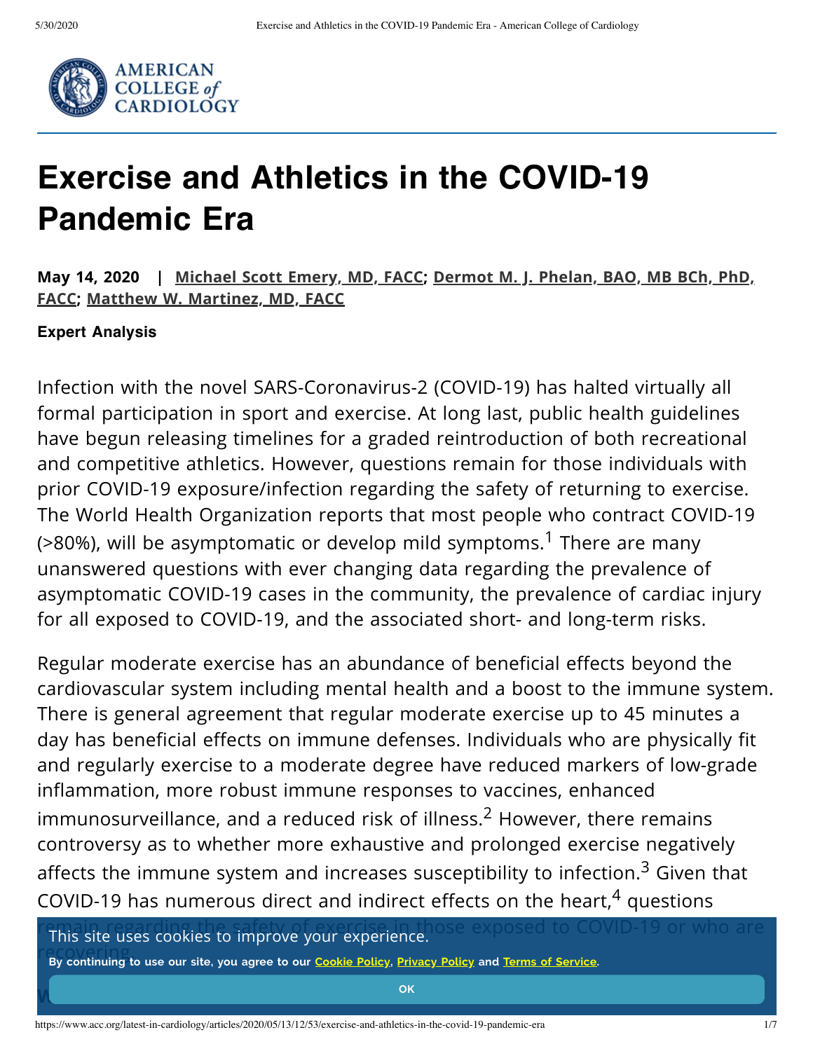# Exercise and Athletics in the COVID-19 Pandemic Era

**May 14, 2020 | Michael Scott Emery, MD, FACC; Dermot M. J. Phelan, BAO, MB BCh, PhD, FACC; Matthew W. Martinez, MD, FACC**

**Expert Analysis**

Infection with the novel SARS-Coronavirus-2 (COVID-19) has halted virtually all formal participation in sport and exercise. At long last, public health guidelines have begun releasing timelines for a graded reintroduction of both recreational and competitive athletics. However, questions remain for those individuals with prior COVID-19 exposure/infection regarding the safety of returning to exercise. The World Health Organization reports that most people who contract COVID-19 (>80%), will be asymptomatic or develop mild symptoms.[1] There are many unanswered questions with ever changing data regarding the prevalence of asymptomatic COVID-19 cases in the community, the prevalence of cardiac injury for all exposed to COVID-19, and the associated short- and long-term risks.

Regular moderate exercise has an abundance of beneficial effects beyond the cardiovascular system including mental health and a boost to the immune system. There is general agreement that regular moderate exercise up to 45 minutes a day has beneficial effects on immune defenses. Individuals who are physically fit and regularly exercise to a moderate degree have reduced markers of low-grade inflammation, more robust immune responses to vaccines, enhanced immunosurveillance, and a reduced risk of illness.[2] However, there remains controversy as to whether more exhaustive and prolonged exercise negatively affects the immune system and increases susceptibility to infection.[3] Given that COVID-19 has numerous direct and indirect effects on the heart,[4] questions remain regarding the safety of exercise in those exposed to COVID-19 or who are recovering.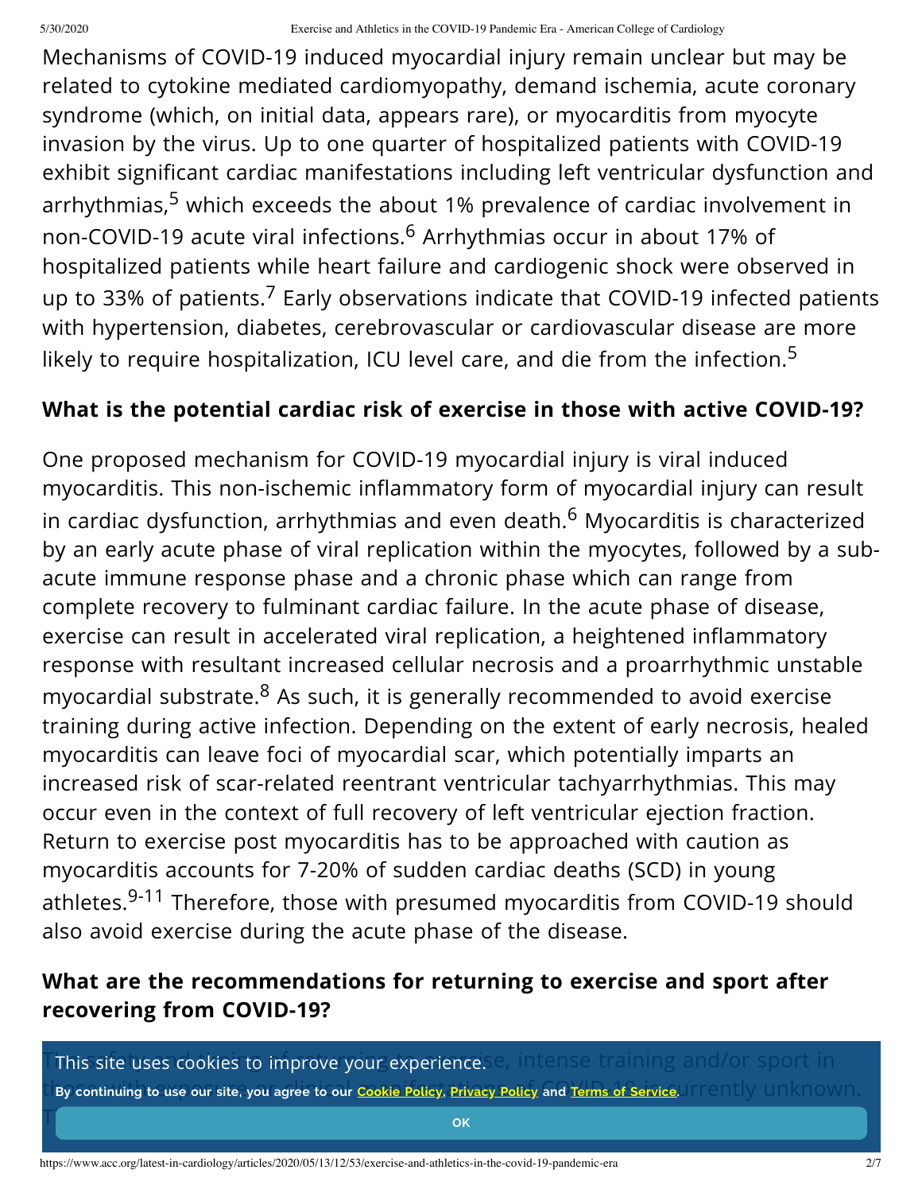Mechanisms of COVID-19 induced myocardial injury remain unclear but may be related to cytokine mediated cardiomyopathy, demand ischemia, acute coronary syndrome (which, on initial data, appears rare), or myocarditis from myocyte invasion by the virus. Up to one quarter of hospitalized patients with COVID-19 exhibit significant cardiac manifestations including left ventricular dysfunction and arrhythmias,[5] which exceeds the about 1% prevalence of cardiac involvement in non-COVID-19 acute viral infections.[6] Arrhythmias occur in about 17% of hospitalized patients while heart failure and cardiogenic shock were observed in up to 33% of patients.[7] Early observations indicate that COVID-19 infected patients with hypertension, diabetes, cerebrovascular or cardiovascular disease are more likely to require hospitalization, ICU level care, and die from the infection.[5]

## What is the potential cardiac risk of exercise in those with active COVID-19?

One proposed mechanism for COVID-19 myocardial injury is viral induced myocarditis. This non-ischemic inflammatory form of myocardial injury can result in cardiac dysfunction, arrhythmias and even death.[6] Myocarditis is characterized by an early acute phase of viral replication within the myocytes, followed by a sub-acute immune response phase and a chronic phase which can range from complete recovery to fulminant cardiac failure. In the acute phase of disease, exercise can result in accelerated viral replication, a heightened inflammatory response with resultant increased cellular necrosis and a proarrhythmic unstable myocardial substrate.[8] As such, it is generally recommended to avoid exercise training during active infection. Depending on the extent of early necrosis, healed myocarditis can leave foci of myocardial scar, which potentially imparts an increased risk of scar-related reentrant ventricular tachyarrhythmias. This may occur even in the context of full recovery of left ventricular ejection fraction. Return to exercise post myocarditis has to be approached with caution as myocarditis accounts for 7-20% of sudden cardiac deaths (SCD) in young athletes.[9-11] Therefore, those with presumed myocarditis from COVID-19 should also avoid exercise during the acute phase of the disease.

## What are the recommendations for returning to exercise and sport after recovering from COVID-19?

This site uses cookies to improve your experience.

By continuing to use our site, you agree to our Cookie Policy, Privacy Policy and Terms of Service.

OK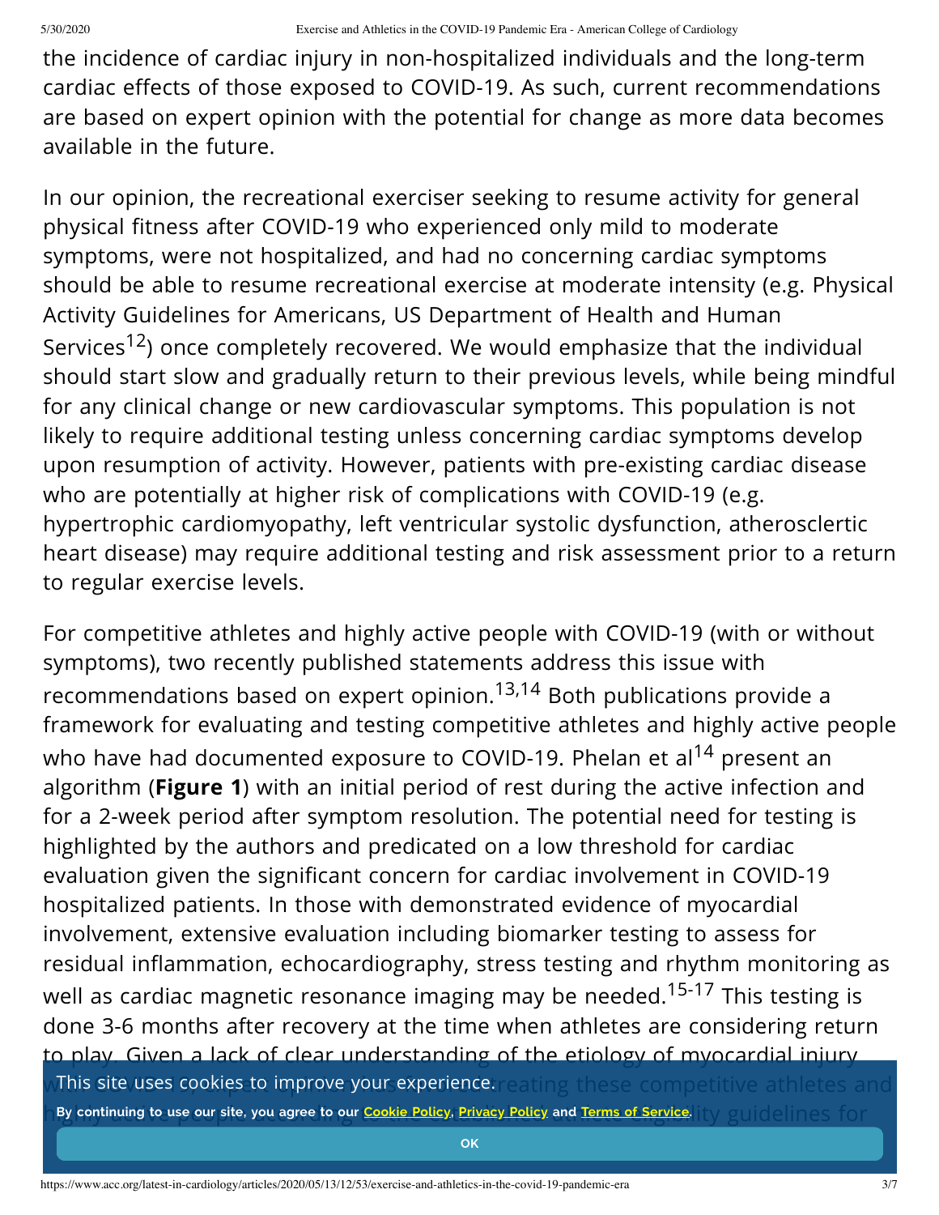the incidence of cardiac injury in non-hospitalized individuals and the long-term cardiac effects of those exposed to COVID-19. As such, current recommendations are based on expert opinion with the potential for change as more data becomes available in the future.

In our opinion, the recreational exerciser seeking to resume activity for general physical fitness after COVID-19 who experienced only mild to moderate symptoms, were not hospitalized, and had no concerning cardiac symptoms should be able to resume recreational exercise at moderate intensity (e.g. Physical Activity Guidelines for Americans, US Department of Health and Human Services[12]) once completely recovered. We would emphasize that the individual should start slow and gradually return to their previous levels, while being mindful for any clinical change or new cardiovascular symptoms. This population is not likely to require additional testing unless concerning cardiac symptoms develop upon resumption of activity. However, patients with pre-existing cardiac disease who are potentially at higher risk of complications with COVID-19 (e.g. hypertrophic cardiomyopathy, left ventricular systolic dysfunction, atherosclertic heart disease) may require additional testing and risk assessment prior to a return to regular exercise levels.

For competitive athletes and highly active people with COVID-19 (with or without symptoms), two recently published statements address this issue with recommendations based on expert opinion.[13,14] Both publications provide a framework for evaluating and testing competitive athletes and highly active people who have had documented exposure to COVID-19. Phelan et al[14] present an algorithm (**Figure 1**) with an initial period of rest during the active infection and for a 2-week period after symptom resolution. The potential need for testing is highlighted by the authors and predicated on a low threshold for cardiac evaluation given the significant concern for cardiac involvement in COVID-19 hospitalized patients. In those with demonstrated evidence of myocardial involvement, extensive evaluation including biomarker testing to assess for residual inflammation, echocardiography, stress testing and rhythm monitoring as well as cardiac magnetic resonance imaging may be needed.[15-17] This testing is done 3-6 months after recovery at the time when athletes are considering return to play. Given a lack of clear understanding of the etiology of myocardial injury

This site uses cookies to improve your experience.

By continuing to use our site, you agree to our Cookie Policy, Privacy Policy and Terms of Service.

OK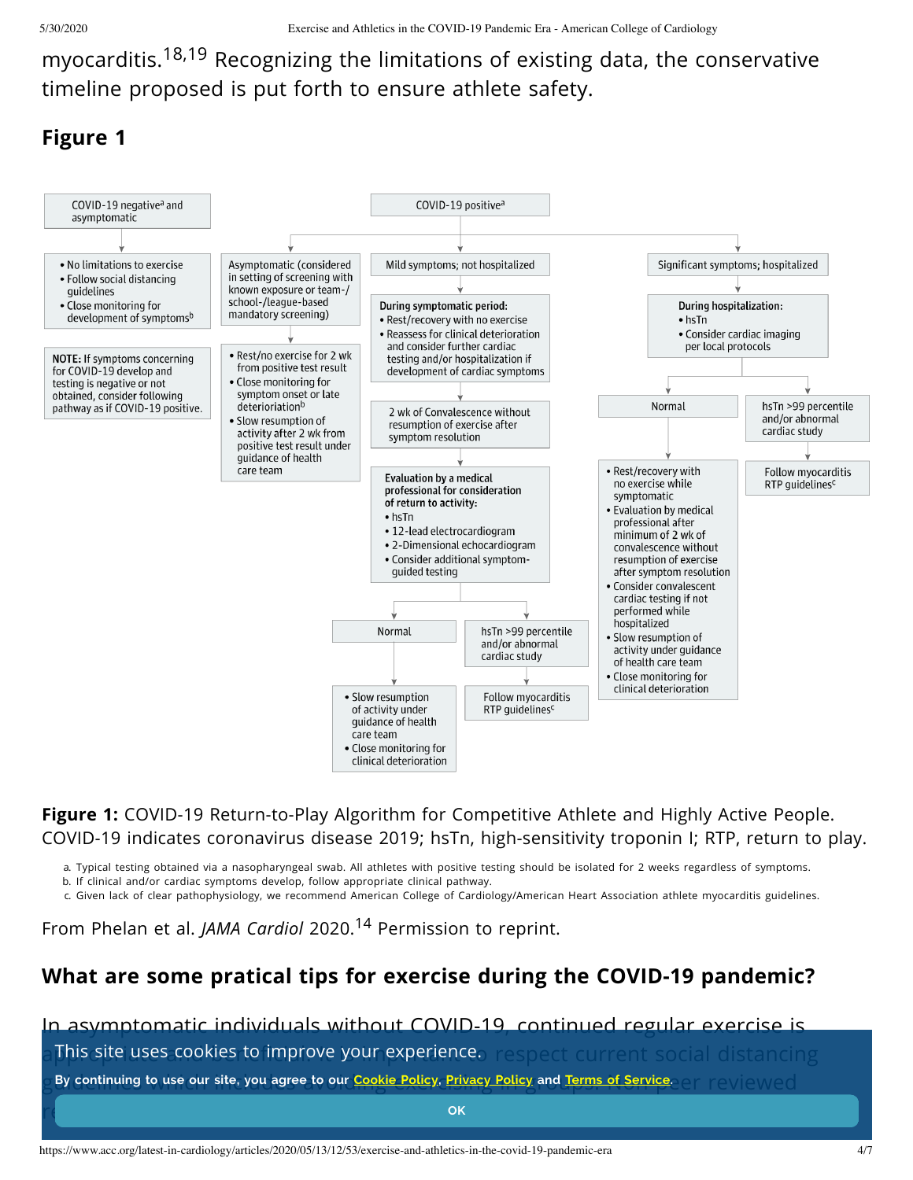myocarditis.[18,19] Recognizing the limitations of existing data, the conservative timeline proposed is put forth to ensure athlete safety.

## Figure 1

**COVID-19 negative[a] and asymptomatic**

- No limitations to exercise
- Follow social distancing guidelines
- Close monitoring for development of symptoms[b]

**NOTE:** If symptoms concerning for COVID-19 develop and testing is negative or not obtained, consider following pathway as if COVID-19 positive.

**COVID-19 positive[a]**

*Asymptomatic (considered in setting of screening with known exposure or team-/school-/league-based mandatory screening)*

- Rest/no exercise for 2 wk from positive test result
- Close monitoring for symptom onset or late deterioration[b]
- Slow resumption of activity after 2 wk from positive test result under guidance of health care team

*Mild symptoms; not hospitalized*

During symptomatic period:

- Rest/recovery with no exercise
- Reassess for clinical deterioration and consider further cardiac testing and/or hospitalization if development of cardiac symptoms

2 wk of Convalescence without resumption of exercise after symptom resolution

Evaluation by a medical professional for consideration of return to activity:

- hsTn
- 12-lead electrocardiogram
- 2-Dimensional echocardiogram
- Consider additional symptom-guided testing

Normal:

- Slow resumption of activity under guidance of health care team
- Close monitoring for clinical deterioration

hsTn >99 percentile and/or abnormal cardiac study: Follow myocarditis RTP guidelines[c]

*Significant symptoms; hospitalized*

During hospitalization:

- hsTn
- Consider cardiac imaging per local protocols

Normal:

- Rest/recovery with no exercise while symptomatic
- Evaluation by medical professional after minimum of 2 wk of convalescence without resumption of exercise after symptom resolution
- Consider convalescent cardiac testing if not performed while hospitalized
- Slow resumption of activity under guidance of health care team
- Close monitoring for clinical deterioration

hsTn >99 percentile and/or abnormal cardiac study: Follow myocarditis RTP guidelines[c]

**Figure 1:** COVID-19 Return-to-Play Algorithm for Competitive Athlete and Highly Active People. COVID-19 indicates coronavirus disease 2019; hsTn, high-sensitivity troponin I; RTP, return to play.

a. Typical testing obtained via a nasopharyngeal swab. All athletes with positive testing should be isolated for 2 weeks regardless of symptoms.
b. If clinical and/or cardiac symptoms develop, follow appropriate clinical pathway.
c. Given lack of clear pathophysiology, we recommend American College of Cardiology/American Heart Association athlete myocarditis guidelines.

From Phelan et al. *JAMA Cardiol* 2020.[14] Permission to reprint.

## What are some pratical tips for exercise during the COVID-19 pandemic?

In asymptomatic individuals without COVID-19, continued regular exercise is appropriate and beneficial. It is important to respect current social distancing guidelines when ... peer reviewed ...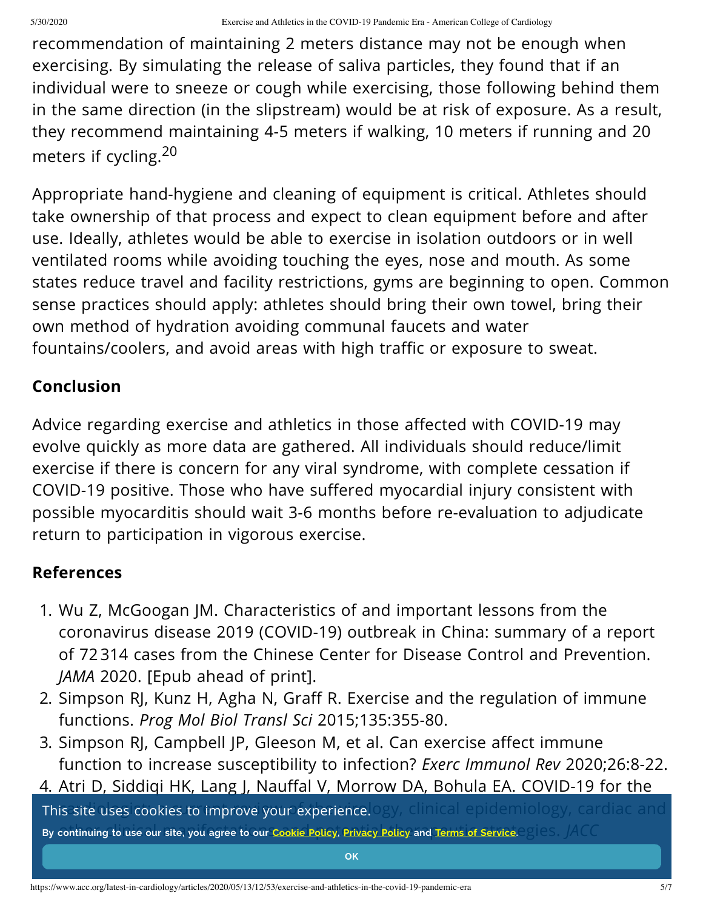recommendation of maintaining 2 meters distance may not be enough when exercising. By simulating the release of saliva particles, they found that if an individual were to sneeze or cough while exercising, those following behind them in the same direction (in the slipstream) would be at risk of exposure. As a result, they recommend maintaining 4-5 meters if walking, 10 meters if running and 20 meters if cycling.[20]

Appropriate hand-hygiene and cleaning of equipment is critical. Athletes should take ownership of that process and expect to clean equipment before and after use. Ideally, athletes would be able to exercise in isolation outdoors or in well ventilated rooms while avoiding touching the eyes, nose and mouth. As some states reduce travel and facility restrictions, gyms are beginning to open. Common sense practices should apply: athletes should bring their own towel, bring their own method of hydration avoiding communal faucets and water fountains/coolers, and avoid areas with high traffic or exposure to sweat.

## Conclusion

Advice regarding exercise and athletics in those affected with COVID-19 may evolve quickly as more data are gathered. All individuals should reduce/limit exercise if there is concern for any viral syndrome, with complete cessation if COVID-19 positive. Those who have suffered myocardial injury consistent with possible myocarditis should wait 3-6 months before re-evaluation to adjudicate return to participation in vigorous exercise.

## References

1. Wu Z, McGoogan JM. Characteristics of and important lessons from the coronavirus disease 2019 (COVID-19) outbreak in China: summary of a report of 72 314 cases from the Chinese Center for Disease Control and Prevention. *JAMA* 2020. [Epub ahead of print].
2. Simpson RJ, Kunz H, Agha N, Graff R. Exercise and the regulation of immune functions. *Prog Mol Biol Transl Sci* 2015;135:355-80.
3. Simpson RJ, Campbell JP, Gleeson M, et al. Can exercise affect immune function to increase susceptibility to infection? *Exerc Immunol Rev* 2020;26:8-22.
4. Atri D, Siddiqi HK, Lang J, Nauffal V, Morrow DA, Bohula EA. COVID-19 for the cardiologist: current review of the virology, clinical epidemiology, cardiac and other clinical manifestations and potential therapeutic strategies. *JACC*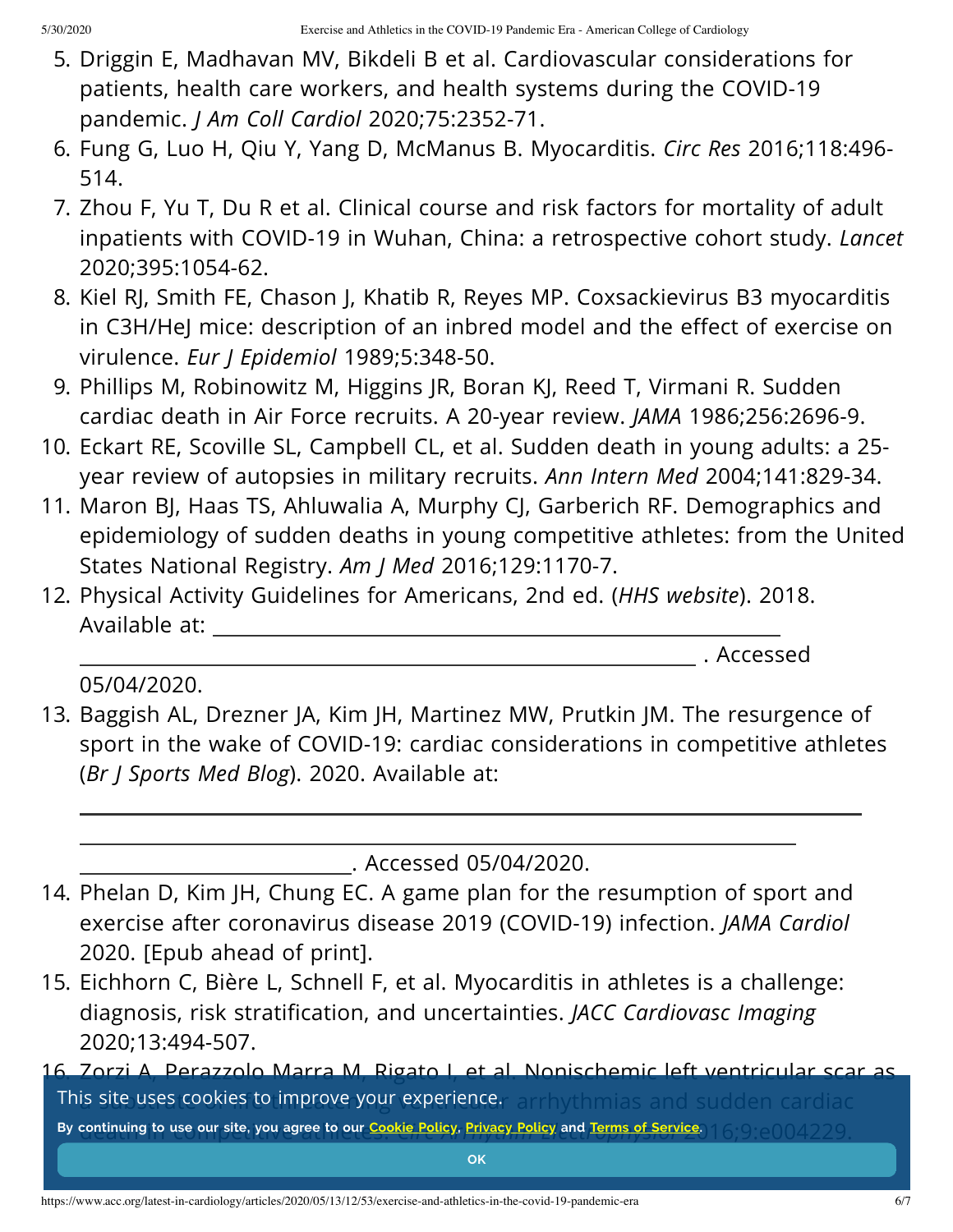5. Driggin E, Madhavan MV, Bikdeli B et al. Cardiovascular considerations for patients, health care workers, and health systems during the COVID-19 pandemic. *J Am Coll Cardiol* 2020;75:2352-71.
6. Fung G, Luo H, Qiu Y, Yang D, McManus B. Myocarditis. *Circ Res* 2016;118:496-514.
7. Zhou F, Yu T, Du R et al. Clinical course and risk factors for mortality of adult inpatients with COVID-19 in Wuhan, China: a retrospective cohort study. *Lancet* 2020;395:1054-62.
8. Kiel RJ, Smith FE, Chason J, Khatib R, Reyes MP. Coxsackievirus B3 myocarditis in C3H/HeJ mice: description of an inbred model and the effect of exercise on virulence. *Eur J Epidemiol* 1989;5:348-50.
9. Phillips M, Robinowitz M, Higgins JR, Boran KJ, Reed T, Virmani R. Sudden cardiac death in Air Force recruits. A 20-year review. *JAMA* 1986;256:2696-9.
10. Eckart RE, Scoville SL, Campbell CL, et al. Sudden death in young adults: a 25-year review of autopsies in military recruits. *Ann Intern Med* 2004;141:829-34.
11. Maron BJ, Haas TS, Ahluwalia A, Murphy CJ, Garberich RF. Demographics and epidemiology of sudden deaths in young competitive athletes: from the United States National Registry. *Am J Med* 2016;129:1170-7.
12. Physical Activity Guidelines for Americans, 2nd ed. (*HHS website*). 2018. Available at: . Accessed 05/04/2020.
13. Baggish AL, Drezner JA, Kim JH, Martinez MW, Prutkin JM. The resurgence of sport in the wake of COVID-19: cardiac considerations in competitive athletes (*Br J Sports Med Blog*). 2020. Available at: . Accessed 05/04/2020.
14. Phelan D, Kim JH, Chung EC. A game plan for the resumption of sport and exercise after coronavirus disease 2019 (COVID-19) infection. *JAMA Cardiol* 2020. [Epub ahead of print].
15. Eichhorn C, Bière L, Schnell F, et al. Myocarditis in athletes is a challenge: diagnosis, risk stratification, and uncertainties. *JACC Cardiovasc Imaging* 2020;13:494-507.
16. Zorzi A, Perazzolo Marra M, Rigato I, et al. Nonischemic left ventricular scar as a substrate of life-threatening ventricular arrhythmias and sudden cardiac death in competitive athletes. *Circ Arrhythm Electrophysiol* 2016;9:e004229.

This site uses cookies to improve your experience.

By continuing to use our site, you agree to our Cookie Policy, Privacy Policy and Terms of Service.

OK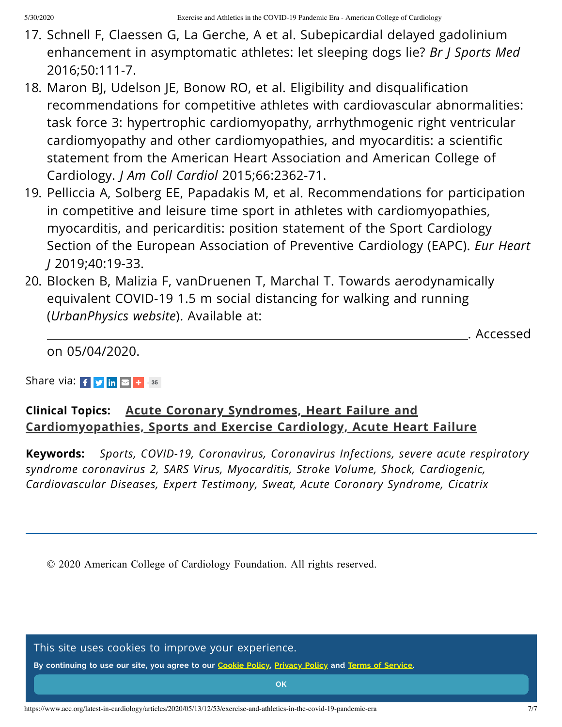17. Schnell F, Claessen G, La Gerche, A et al. Subepicardial delayed gadolinium enhancement in asymptomatic athletes: let sleeping dogs lie? *Br J Sports Med* 2016;50:111-7.
18. Maron BJ, Udelson JE, Bonow RO, et al. Eligibility and disqualification recommendations for competitive athletes with cardiovascular abnormalities: task force 3: hypertrophic cardiomyopathy, arrhythmogenic right ventricular cardiomyopathy and other cardiomyopathies, and myocarditis: a scientific statement from the American Heart Association and American College of Cardiology. *J Am Coll Cardiol* 2015;66:2362-71.
19. Pelliccia A, Solberg EE, Papadakis M, et al. Recommendations for participation in competitive and leisure time sport in athletes with cardiomyopathies, myocarditis, and pericarditis: position statement of the Sport Cardiology Section of the European Association of Preventive Cardiology (EAPC). *Eur Heart J* 2019;40:19-33.
20. Blocken B, Malizia F, vanDruenen T, Marchal T. Towards aerodynamically equivalent COVID-19 1.5 m social distancing for walking and running (*UrbanPhysics website*). Available at: \_\_\_\_\_\_\_\_\_\_\_\_\_\_\_\_\_\_\_\_\_\_\_\_\_\_\_\_\_\_\_\_\_\_\_\_. Accessed on 05/04/2020.

Share via: 35

**Clinical Topics:** Acute Coronary Syndromes, Heart Failure and Cardiomyopathies, Sports and Exercise Cardiology, Acute Heart Failure

**Keywords:** *Sports, COVID-19, Coronavirus, Coronavirus Infections, severe acute respiratory syndrome coronavirus 2, SARS Virus, Myocarditis, Stroke Volume, Shock, Cardiogenic, Cardiovascular Diseases, Expert Testimony, Sweat, Acute Coronary Syndrome, Cicatrix*

---

© 2020 American College of Cardiology Foundation. All rights reserved.

This site uses cookies to improve your experience.

**By continuing to use our site, you agree to our Cookie Policy, Privacy Policy and Terms of Service.**

OK